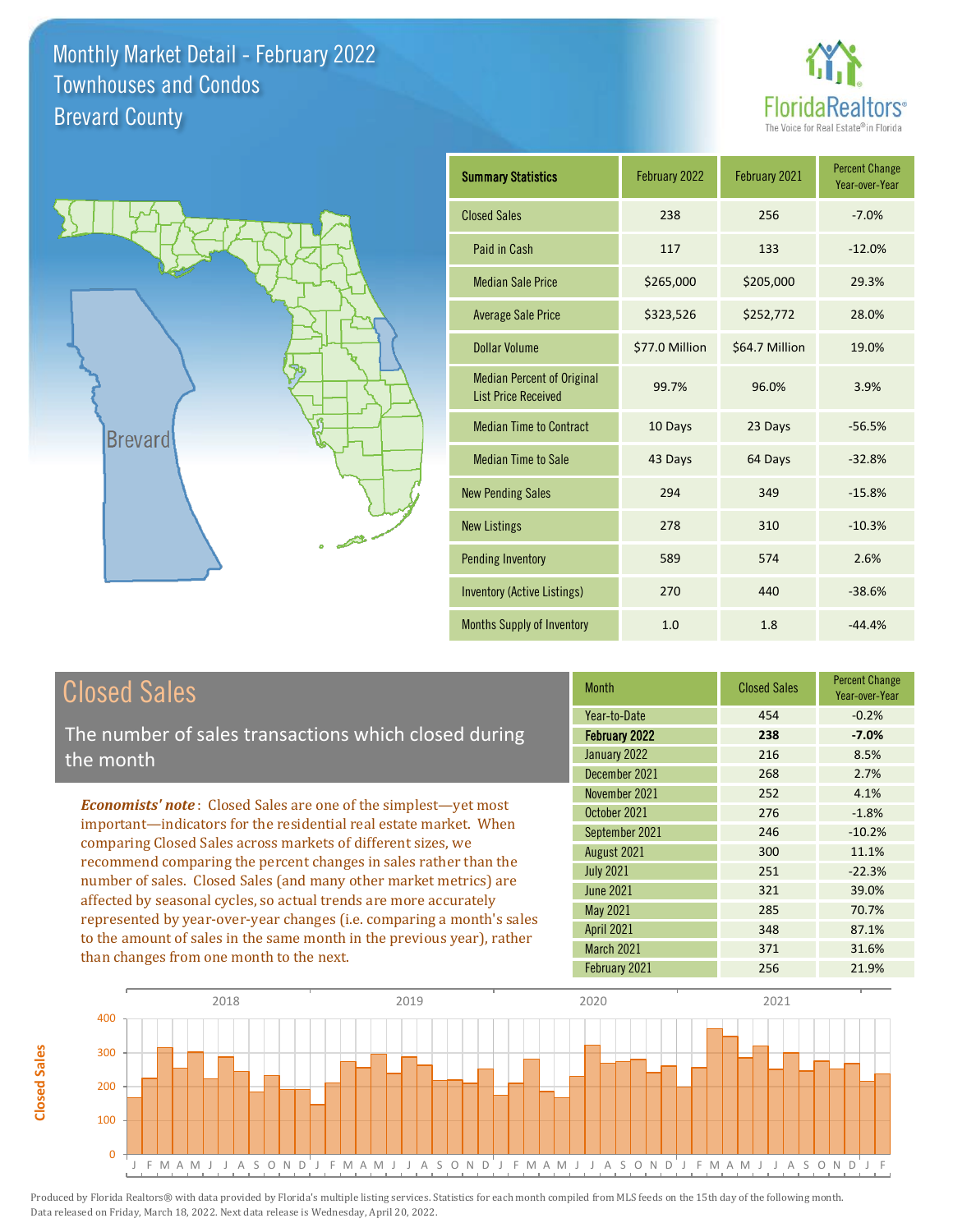# Monthly Market Detail - February 2022
## Townhouses and Condos
## Brevard County

| Summary Statistics | February 2022 | February 2021 | Percent Change Year-over-Year |
|---|---|---|---|
| Closed Sales | 238 | 256 | -7.0% |
| Paid in Cash | 117 | 133 | -12.0% |
| Median Sale Price | $265,000 | $205,000 | 29.3% |
| Average Sale Price | $323,526 | $252,772 | 28.0% |
| Dollar Volume | $77.0 Million | $64.7 Million | 19.0% |
| Median Percent of Original List Price Received | 99.7% | 96.0% | 3.9% |
| Median Time to Contract | 10 Days | 23 Days | -56.5% |
| Median Time to Sale | 43 Days | 64 Days | -32.8% |
| New Pending Sales | 294 | 349 | -15.8% |
| New Listings | 278 | 310 | -10.3% |
| Pending Inventory | 589 | 574 | 2.6% |
| Inventory (Active Listings) | 270 | 440 | -38.6% |
| Months Supply of Inventory | 1.0 | 1.8 | -44.4% |

## Closed Sales

The number of sales transactions which closed during the month

*Economists' note*: Closed Sales are one of the simplest—yet most important—indicators for the residential real estate market. When comparing Closed Sales across markets of different sizes, we recommend comparing the percent changes in sales rather than the number of sales. Closed Sales (and many other market metrics) are affected by seasonal cycles, so actual trends are more accurately represented by year-over-year changes (i.e. comparing a month's sales to the amount of sales in the same month in the previous year), rather than changes from one month to the next.

| Month | Closed Sales | Percent Change Year-over-Year |
|---|---|---|
| Year-to-Date | 454 | -0.2% |
| **February 2022** | **238** | **-7.0%** |
| January 2022 | 216 | 8.5% |
| December 2021 | 268 | 2.7% |
| November 2021 | 252 | 4.1% |
| October 2021 | 276 | -1.8% |
| September 2021 | 246 | -10.2% |
| August 2021 | 300 | 11.1% |
| July 2021 | 251 | -22.3% |
| June 2021 | 321 | 39.0% |
| May 2021 | 285 | 70.7% |
| April 2021 | 348 | 87.1% |
| March 2021 | 371 | 31.6% |
| February 2021 | 256 | 21.9% |

Produced by Florida Realtors® with data provided by Florida's multiple listing services. Statistics for each month compiled from MLS feeds on the 15th day of the following month. Data released on Friday, March 18, 2022. Next data release is Wednesday, April 20, 2022.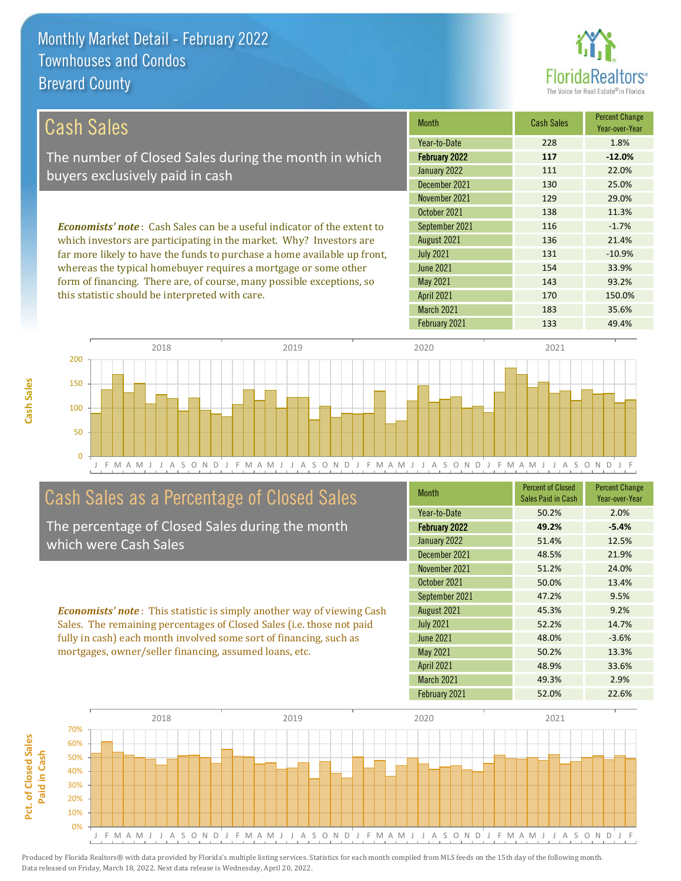# Monthly Market Detail - February 2022
## Townhouses and Condos
## Brevard County

## Cash Sales

The number of Closed Sales during the month in which buyers exclusively paid in cash

***Economists' note*** : Cash Sales can be a useful indicator of the extent to which investors are participating in the market. Why? Investors are far more likely to have the funds to purchase a home available up front, whereas the typical homebuyer requires a mortgage or some other form of financing. There are, of course, many possible exceptions, so this statistic should be interpreted with care.

| Month | Cash Sales | Percent Change Year-over-Year |
|---|---|---|
| Year-to-Date | 228 | 1.8% |
| **February 2022** | **117** | **-12.0%** |
| January 2022 | 111 | 22.0% |
| December 2021 | 130 | 25.0% |
| November 2021 | 129 | 29.0% |
| October 2021 | 138 | 11.3% |
| September 2021 | 116 | -1.7% |
| August 2021 | 136 | 21.4% |
| July 2021 | 131 | -10.9% |
| June 2021 | 154 | 33.9% |
| May 2021 | 143 | 93.2% |
| April 2021 | 170 | 150.0% |
| March 2021 | 183 | 35.6% |
| February 2021 | 133 | 49.4% |

## Cash Sales as a Percentage of Closed Sales

The percentage of Closed Sales during the month which were Cash Sales

***Economists' note*** : This statistic is simply another way of viewing Cash Sales. The remaining percentages of Closed Sales (i.e. those not paid fully in cash) each month involved some sort of financing, such as mortgages, owner/seller financing, assumed loans, etc.

| Month | Percent of Closed Sales Paid in Cash | Percent Change Year-over-Year |
|---|---|---|
| Year-to-Date | 50.2% | 2.0% |
| **February 2022** | **49.2%** | **-5.4%** |
| January 2022 | 51.4% | 12.5% |
| December 2021 | 48.5% | 21.9% |
| November 2021 | 51.2% | 24.0% |
| October 2021 | 50.0% | 13.4% |
| September 2021 | 47.2% | 9.5% |
| August 2021 | 45.3% | 9.2% |
| July 2021 | 52.2% | 14.7% |
| June 2021 | 48.0% | -3.6% |
| May 2021 | 50.2% | 13.3% |
| April 2021 | 48.9% | 33.6% |
| March 2021 | 49.3% | 2.9% |
| February 2021 | 52.0% | 22.6% |

Produced by Florida Realtors® with data provided by Florida's multiple listing services. Statistics for each month compiled from MLS feeds on the 15th day of the following month. Data released on Friday, March 18, 2022. Next data release is Wednesday, April 20, 2022.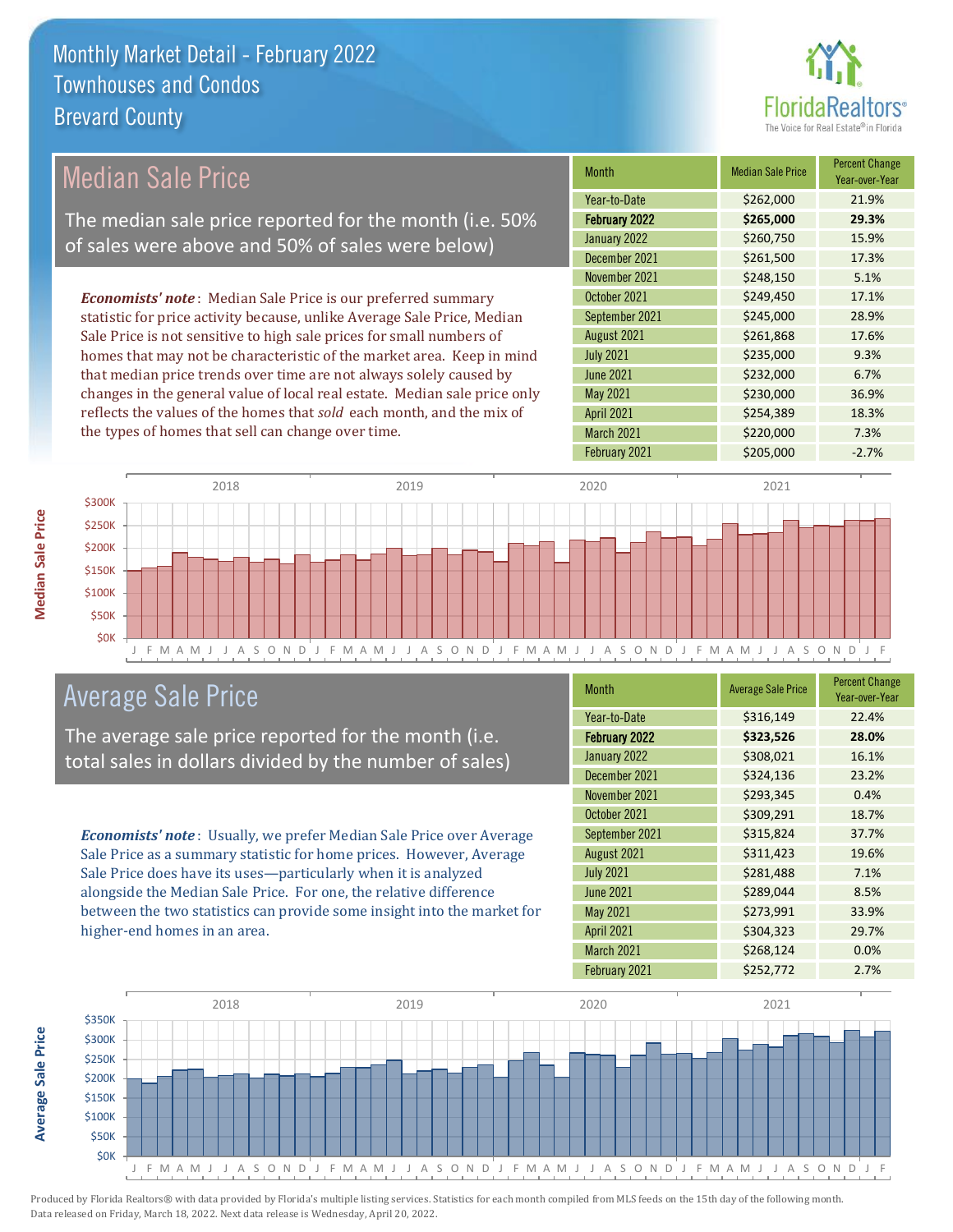# Monthly Market Detail - February 2022
## Townhouses and Condos
## Brevard County

## Median Sale Price

The median sale price reported for the month (i.e. 50% of sales were above and 50% of sales were below)

***Economists' note***: Median Sale Price is our preferred summary statistic for price activity because, unlike Average Sale Price, Median Sale Price is not sensitive to high sale prices for small numbers of homes that may not be characteristic of the market area. Keep in mind that median price trends over time are not always solely caused by changes in the general value of local real estate. Median sale price only reflects the values of the homes that *sold* each month, and the mix of the types of homes that sell can change over time.

| Month | Median Sale Price | Percent Change Year-over-Year |
|---|---|---|
| Year-to-Date | $262,000 | 21.9% |
| **February 2022** | **$265,000** | **29.3%** |
| January 2022 | $260,750 | 15.9% |
| December 2021 | $261,500 | 17.3% |
| November 2021 | $248,150 | 5.1% |
| October 2021 | $249,450 | 17.1% |
| September 2021 | $245,000 | 28.9% |
| August 2021 | $261,868 | 17.6% |
| July 2021 | $235,000 | 9.3% |
| June 2021 | $232,000 | 6.7% |
| May 2021 | $230,000 | 36.9% |
| April 2021 | $254,389 | 18.3% |
| March 2021 | $220,000 | 7.3% |
| February 2021 | $205,000 | -2.7% |

## Average Sale Price

The average sale price reported for the month (i.e. total sales in dollars divided by the number of sales)

***Economists' note***: Usually, we prefer Median Sale Price over Average Sale Price as a summary statistic for home prices. However, Average Sale Price does have its uses—particularly when it is analyzed alongside the Median Sale Price. For one, the relative difference between the two statistics can provide some insight into the market for higher-end homes in an area.

| Month | Average Sale Price | Percent Change Year-over-Year |
|---|---|---|
| Year-to-Date | $316,149 | 22.4% |
| **February 2022** | **$323,526** | **28.0%** |
| January 2022 | $308,021 | 16.1% |
| December 2021 | $324,136 | 23.2% |
| November 2021 | $293,345 | 0.4% |
| October 2021 | $309,291 | 18.7% |
| September 2021 | $315,824 | 37.7% |
| August 2021 | $311,423 | 19.6% |
| July 2021 | $281,488 | 7.1% |
| June 2021 | $289,044 | 8.5% |
| May 2021 | $273,991 | 33.9% |
| April 2021 | $304,323 | 29.7% |
| March 2021 | $268,124 | 0.0% |
| February 2021 | $252,772 | 2.7% |

Produced by Florida Realtors® with data provided by Florida's multiple listing services. Statistics for each month compiled from MLS feeds on the 15th day of the following month. Data released on Friday, March 18, 2022. Next data release is Wednesday, April 20, 2022.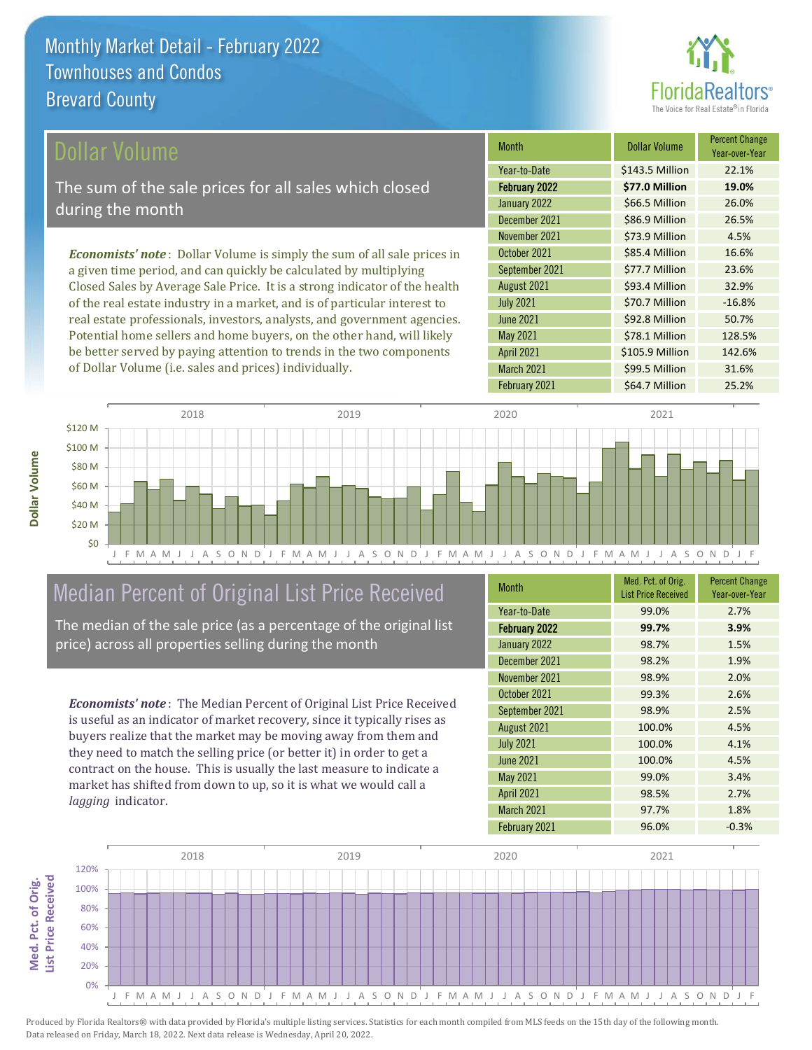# Monthly Market Detail - February 2022
## Townhouses and Condos
## Brevard County

## Dollar Volume

The sum of the sale prices for all sales which closed during the month

***Economists' note***: Dollar Volume is simply the sum of all sale prices in a given time period, and can quickly be calculated by multiplying Closed Sales by Average Sale Price. It is a strong indicator of the health of the real estate industry in a market, and is of particular interest to real estate professionals, investors, analysts, and government agencies. Potential home sellers and home buyers, on the other hand, will likely be better served by paying attention to trends in the two components of Dollar Volume (i.e. sales and prices) individually.

| Month | Dollar Volume | Percent Change Year-over-Year |
|---|---|---|
| Year-to-Date | $143.5 Million | 22.1% |
| **February 2022** | **$77.0 Million** | **19.0%** |
| January 2022 | $66.5 Million | 26.0% |
| December 2021 | $86.9 Million | 26.5% |
| November 2021 | $73.9 Million | 4.5% |
| October 2021 | $85.4 Million | 16.6% |
| September 2021 | $77.7 Million | 23.6% |
| August 2021 | $93.4 Million | 32.9% |
| July 2021 | $70.7 Million | -16.8% |
| June 2021 | $92.8 Million | 50.7% |
| May 2021 | $78.1 Million | 128.5% |
| April 2021 | $105.9 Million | 142.6% |
| March 2021 | $99.5 Million | 31.6% |
| February 2021 | $64.7 Million | 25.2% |

## Median Percent of Original List Price Received

The median of the sale price (as a percentage of the original list price) across all properties selling during the month

***Economists' note***: The Median Percent of Original List Price Received is useful as an indicator of market recovery, since it typically rises as buyers realize that the market may be moving away from them and they need to match the selling price (or better it) in order to get a contract on the house. This is usually the last measure to indicate a market has shifted from down to up, so it is what we would call a *lagging* indicator.

| Month | Med. Pct. of Orig. List Price Received | Percent Change Year-over-Year |
|---|---|---|
| Year-to-Date | 99.0% | 2.7% |
| **February 2022** | **99.7%** | **3.9%** |
| January 2022 | 98.7% | 1.5% |
| December 2021 | 98.2% | 1.9% |
| November 2021 | 98.9% | 2.0% |
| October 2021 | 99.3% | 2.6% |
| September 2021 | 98.9% | 2.5% |
| August 2021 | 100.0% | 4.5% |
| July 2021 | 100.0% | 4.1% |
| June 2021 | 100.0% | 4.5% |
| May 2021 | 99.0% | 3.4% |
| April 2021 | 98.5% | 2.7% |
| March 2021 | 97.7% | 1.8% |
| February 2021 | 96.0% | -0.3% |

Produced by Florida Realtors® with data provided by Florida's multiple listing services. Statistics for each month compiled from MLS feeds on the 15th day of the following month. Data released on Friday, March 18, 2022. Next data release is Wednesday, April 20, 2022.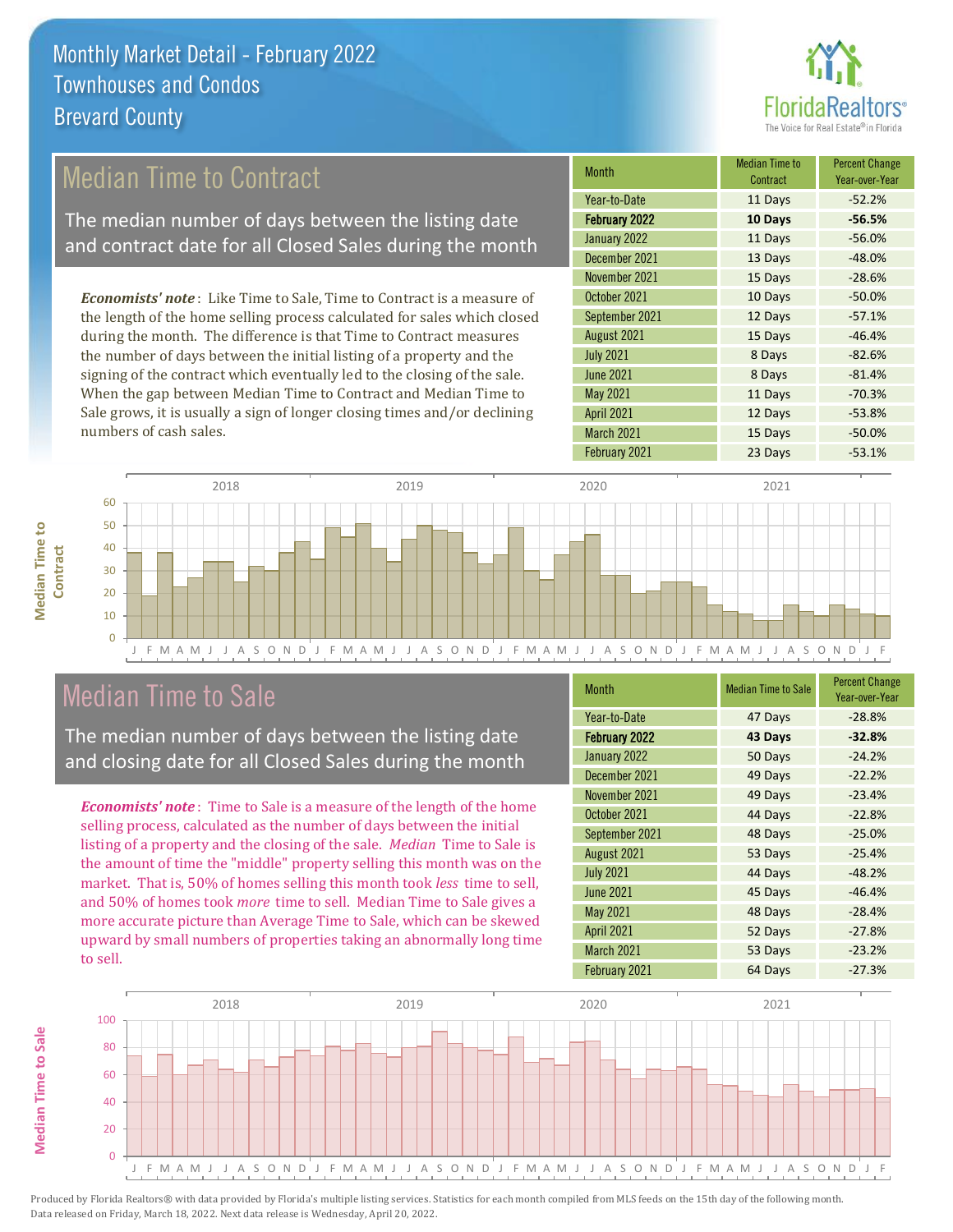# Monthly Market Detail - February 2022
## Townhouses and Condos
## Brevard County

## Median Time to Contract

The median number of days between the listing date and contract date for all Closed Sales during the month

***Economists' note***: Like Time to Sale, Time to Contract is a measure of the length of the home selling process calculated for sales which closed during the month. The difference is that Time to Contract measures the number of days between the initial listing of a property and the signing of the contract which eventually led to the closing of the sale. When the gap between Median Time to Contract and Median Time to Sale grows, it is usually a sign of longer closing times and/or declining numbers of cash sales.

| Month | Median Time to Contract | Percent Change Year-over-Year |
|---|---|---|
| Year-to-Date | 11 Days | -52.2% |
| **February 2022** | **10 Days** | **-56.5%** |
| January 2022 | 11 Days | -56.0% |
| December 2021 | 13 Days | -48.0% |
| November 2021 | 15 Days | -28.6% |
| October 2021 | 10 Days | -50.0% |
| September 2021 | 12 Days | -57.1% |
| August 2021 | 15 Days | -46.4% |
| July 2021 | 8 Days | -82.6% |
| June 2021 | 8 Days | -81.4% |
| May 2021 | 11 Days | -70.3% |
| April 2021 | 12 Days | -53.8% |
| March 2021 | 15 Days | -50.0% |
| February 2021 | 23 Days | -53.1% |

## Median Time to Sale

The median number of days between the listing date and closing date for all Closed Sales during the month

***Economists' note***: Time to Sale is a measure of the length of the home selling process, calculated as the number of days between the initial listing of a property and the closing of the sale. *Median* Time to Sale is the amount of time the "middle" property selling this month was on the market. That is, 50% of homes selling this month took *less* time to sell, and 50% of homes took *more* time to sell. Median Time to Sale gives a more accurate picture than Average Time to Sale, which can be skewed upward by small numbers of properties taking an abnormally long time to sell.

| Month | Median Time to Sale | Percent Change Year-over-Year |
|---|---|---|
| Year-to-Date | 47 Days | -28.8% |
| **February 2022** | **43 Days** | **-32.8%** |
| January 2022 | 50 Days | -24.2% |
| December 2021 | 49 Days | -22.2% |
| November 2021 | 49 Days | -23.4% |
| October 2021 | 44 Days | -22.8% |
| September 2021 | 48 Days | -25.0% |
| August 2021 | 53 Days | -25.4% |
| July 2021 | 44 Days | -48.2% |
| June 2021 | 45 Days | -46.4% |
| May 2021 | 48 Days | -28.4% |
| April 2021 | 52 Days | -27.8% |
| March 2021 | 53 Days | -23.2% |
| February 2021 | 64 Days | -27.3% |

Produced by Florida Realtors® with data provided by Florida's multiple listing services. Statistics for each month compiled from MLS feeds on the 15th day of the following month. Data released on Friday, March 18, 2022. Next data release is Wednesday, April 20, 2022.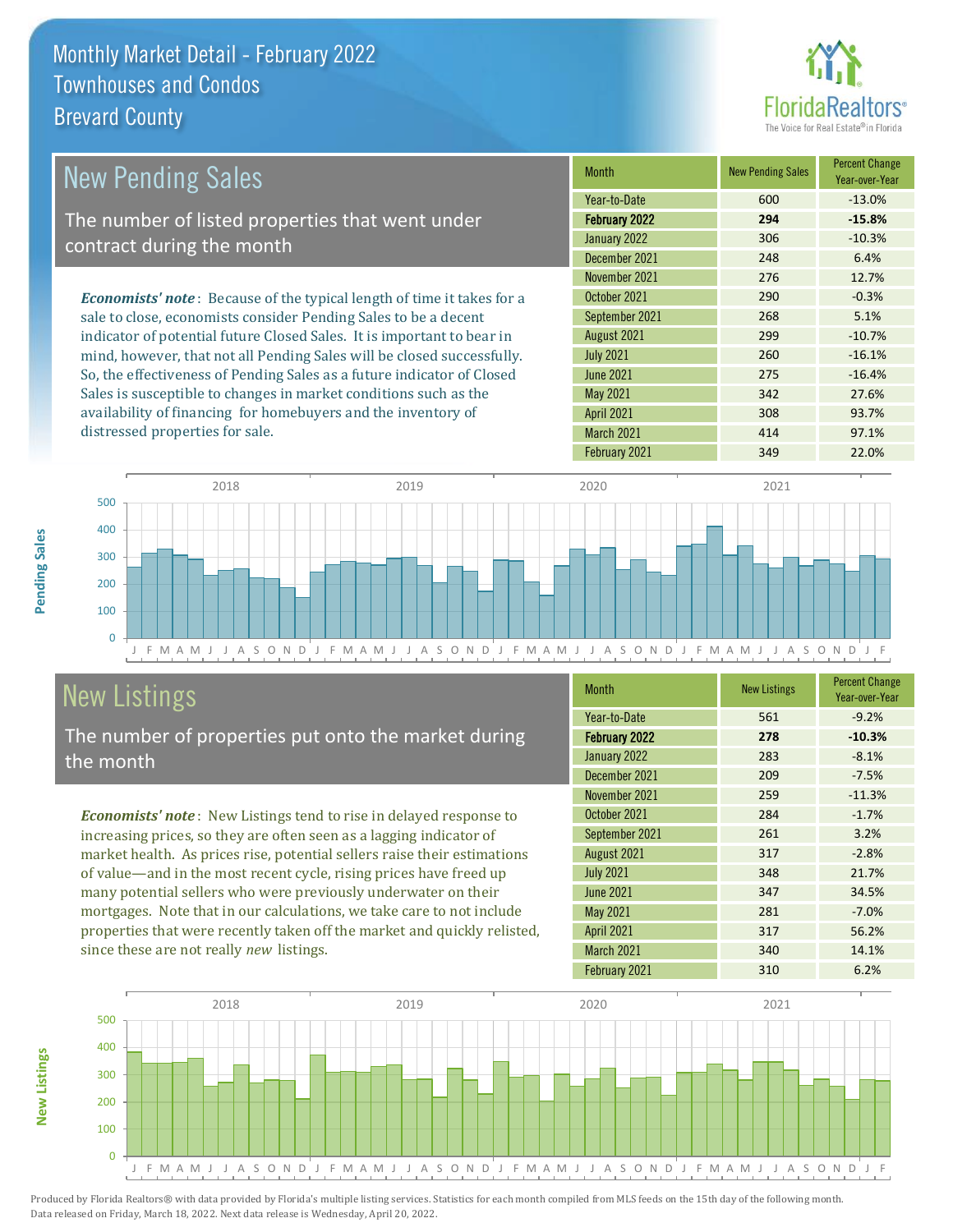# Monthly Market Detail - February 2022
## Townhouses and Condos
## Brevard County

## New Pending Sales

The number of listed properties that went under contract during the month

***Economists' note***: Because of the typical length of time it takes for a sale to close, economists consider Pending Sales to be a decent indicator of potential future Closed Sales. It is important to bear in mind, however, that not all Pending Sales will be closed successfully. So, the effectiveness of Pending Sales as a future indicator of Closed Sales is susceptible to changes in market conditions such as the availability of financing for homebuyers and the inventory of distressed properties for sale.

| Month | New Pending Sales | Percent Change Year-over-Year |
|---|---|---|
| Year-to-Date | 600 | -13.0% |
| **February 2022** | **294** | **-15.8%** |
| January 2022 | 306 | -10.3% |
| December 2021 | 248 | 6.4% |
| November 2021 | 276 | 12.7% |
| October 2021 | 290 | -0.3% |
| September 2021 | 268 | 5.1% |
| August 2021 | 299 | -10.7% |
| July 2021 | 260 | -16.1% |
| June 2021 | 275 | -16.4% |
| May 2021 | 342 | 27.6% |
| April 2021 | 308 | 93.7% |
| March 2021 | 414 | 97.1% |
| February 2021 | 349 | 22.0% |

## New Listings

The number of properties put onto the market during the month

***Economists' note***: New Listings tend to rise in delayed response to increasing prices, so they are often seen as a lagging indicator of market health. As prices rise, potential sellers raise their estimations of value—and in the most recent cycle, rising prices have freed up many potential sellers who were previously underwater on their mortgages. Note that in our calculations, we take care to not include properties that were recently taken off the market and quickly relisted, since these are not really *new* listings.

| Month | New Listings | Percent Change Year-over-Year |
|---|---|---|
| Year-to-Date | 561 | -9.2% |
| **February 2022** | **278** | **-10.3%** |
| January 2022 | 283 | -8.1% |
| December 2021 | 209 | -7.5% |
| November 2021 | 259 | -11.3% |
| October 2021 | 284 | -1.7% |
| September 2021 | 261 | 3.2% |
| August 2021 | 317 | -2.8% |
| July 2021 | 348 | 21.7% |
| June 2021 | 347 | 34.5% |
| May 2021 | 281 | -7.0% |
| April 2021 | 317 | 56.2% |
| March 2021 | 340 | 14.1% |
| February 2021 | 310 | 6.2% |

Produced by Florida Realtors® with data provided by Florida's multiple listing services. Statistics for each month compiled from MLS feeds on the 15th day of the following month. Data released on Friday, March 18, 2022. Next data release is Wednesday, April 20, 2022.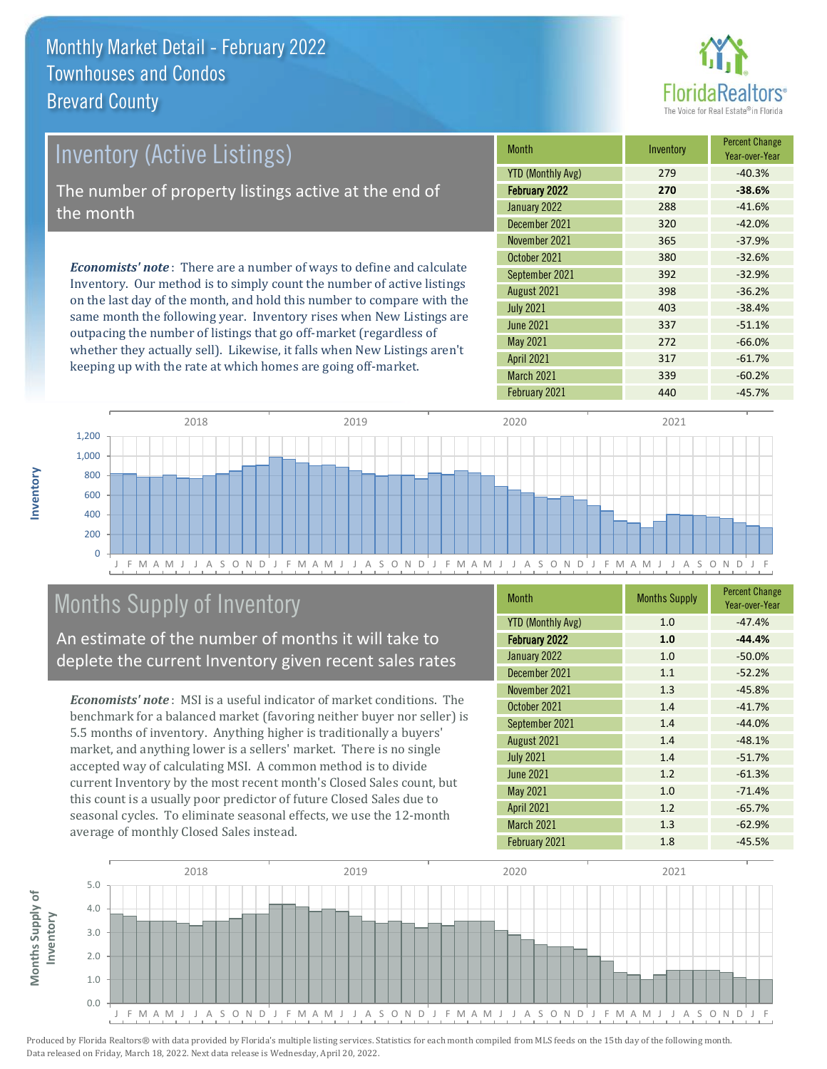# Monthly Market Detail - February 2022
## Townhouses and Condos
## Brevard County

## Inventory (Active Listings)

The number of property listings active at the end of the month

*Economists' note*: There are a number of ways to define and calculate Inventory. Our method is to simply count the number of active listings on the last day of the month, and hold this number to compare with the same month the following year. Inventory rises when New Listings are outpacing the number of listings that go off-market (regardless of whether they actually sell). Likewise, it falls when New Listings aren't keeping up with the rate at which homes are going off-market.

| Month | Inventory | Percent Change Year-over-Year |
|---|---|---|
| YTD (Monthly Avg) | 279 | -40.3% |
| **February 2022** | **270** | **-38.6%** |
| January 2022 | 288 | -41.6% |
| December 2021 | 320 | -42.0% |
| November 2021 | 365 | -37.9% |
| October 2021 | 380 | -32.6% |
| September 2021 | 392 | -32.9% |
| August 2021 | 398 | -36.2% |
| July 2021 | 403 | -38.4% |
| June 2021 | 337 | -51.1% |
| May 2021 | 272 | -66.0% |
| April 2021 | 317 | -61.7% |
| March 2021 | 339 | -60.2% |
| February 2021 | 440 | -45.7% |

## Months Supply of Inventory

An estimate of the number of months it will take to deplete the current Inventory given recent sales rates

*Economists' note*: MSI is a useful indicator of market conditions. The benchmark for a balanced market (favoring neither buyer nor seller) is 5.5 months of inventory. Anything higher is traditionally a buyers' market, and anything lower is a sellers' market. There is no single accepted way of calculating MSI. A common method is to divide current Inventory by the most recent month's Closed Sales count, but this count is a usually poor predictor of future Closed Sales due to seasonal cycles. To eliminate seasonal effects, we use the 12-month average of monthly Closed Sales instead.

| Month | Months Supply | Percent Change Year-over-Year |
|---|---|---|
| YTD (Monthly Avg) | 1.0 | -47.4% |
| **February 2022** | **1.0** | **-44.4%** |
| January 2022 | 1.0 | -50.0% |
| December 2021 | 1.1 | -52.2% |
| November 2021 | 1.3 | -45.8% |
| October 2021 | 1.4 | -41.7% |
| September 2021 | 1.4 | -44.0% |
| August 2021 | 1.4 | -48.1% |
| July 2021 | 1.4 | -51.7% |
| June 2021 | 1.2 | -61.3% |
| May 2021 | 1.0 | -71.4% |
| April 2021 | 1.2 | -65.7% |
| March 2021 | 1.3 | -62.9% |
| February 2021 | 1.8 | -45.5% |

Produced by Florida Realtors® with data provided by Florida's multiple listing services. Statistics for each month compiled from MLS feeds on the 15th day of the following month. Data released on Friday, March 18, 2022. Next data release is Wednesday, April 20, 2022.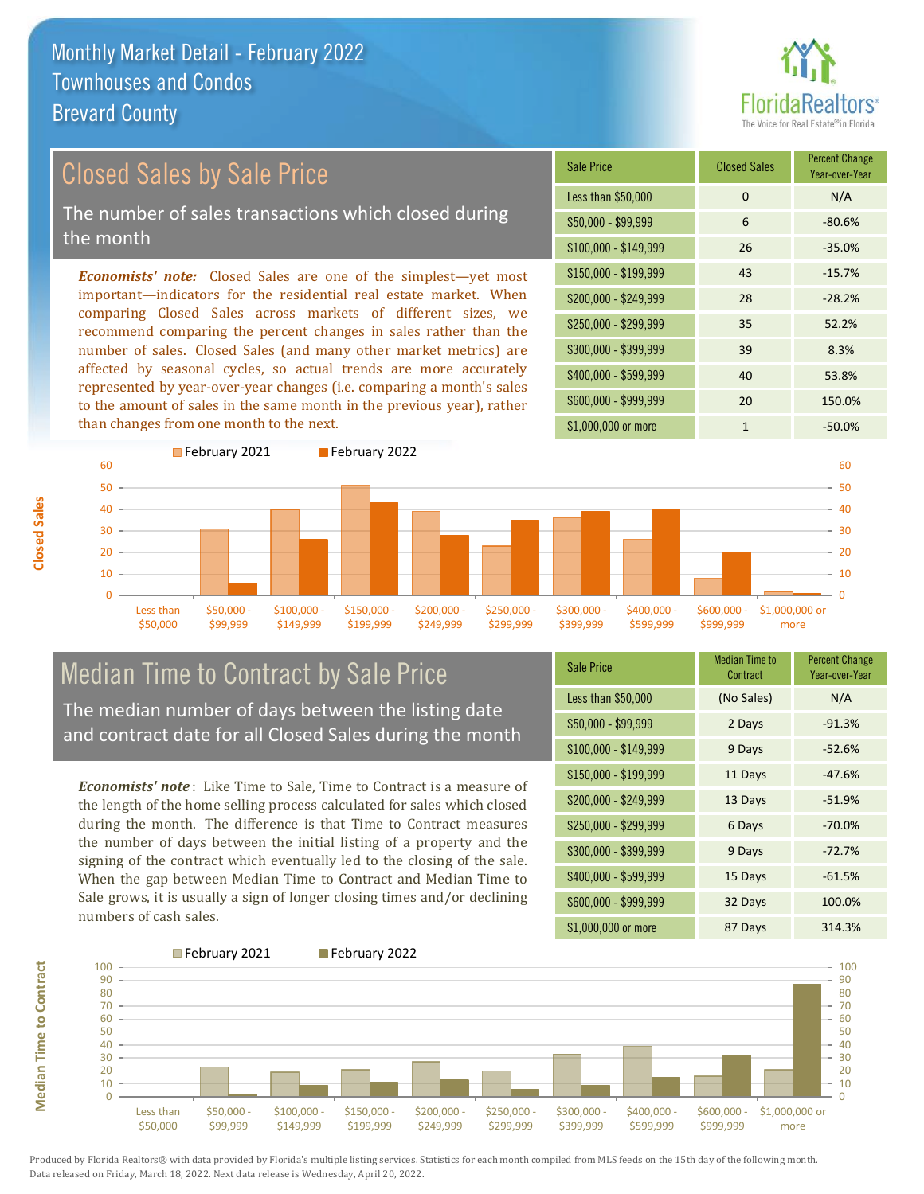# Monthly Market Detail - February 2022
## Townhouses and Condos
## Brevard County

## Closed Sales by Sale Price

The number of sales transactions which closed during the month

***Economists' note:*** Closed Sales are one of the simplest—yet most important—indicators for the residential real estate market. When comparing Closed Sales across markets of different sizes, we recommend comparing the percent changes in sales rather than the number of sales. Closed Sales (and many other market metrics) are affected by seasonal cycles, so actual trends are more accurately represented by year-over-year changes (i.e. comparing a month's sales to the amount of sales in the same month in the previous year), rather than changes from one month to the next.

| Sale Price | Closed Sales | Percent Change Year-over-Year |
|---|---|---|
| Less than $50,000 | 0 | N/A |
| $50,000 - $99,999 | 6 | -80.6% |
| $100,000 - $149,999 | 26 | -35.0% |
| $150,000 - $199,999 | 43 | -15.7% |
| $200,000 - $249,999 | 28 | -28.2% |
| $250,000 - $299,999 | 35 | 52.2% |
| $300,000 - $399,999 | 39 | 8.3% |
| $400,000 - $599,999 | 40 | 53.8% |
| $600,000 - $999,999 | 20 | 150.0% |
| $1,000,000 or more | 1 | -50.0% |

## Median Time to Contract by Sale Price

The median number of days between the listing date and contract date for all Closed Sales during the month

***Economists' note***: Like Time to Sale, Time to Contract is a measure of the length of the home selling process calculated for sales which closed during the month. The difference is that Time to Contract measures the number of days between the initial listing of a property and the signing of the contract which eventually led to the closing of the sale. When the gap between Median Time to Contract and Median Time to Sale grows, it is usually a sign of longer closing times and/or declining numbers of cash sales.

| Sale Price | Median Time to Contract | Percent Change Year-over-Year |
|---|---|---|
| Less than $50,000 | (No Sales) | N/A |
| $50,000 - $99,999 | 2 Days | -91.3% |
| $100,000 - $149,999 | 9 Days | -52.6% |
| $150,000 - $199,999 | 11 Days | -47.6% |
| $200,000 - $249,999 | 13 Days | -51.9% |
| $250,000 - $299,999 | 6 Days | -70.0% |
| $300,000 - $399,999 | 9 Days | -72.7% |
| $400,000 - $599,999 | 15 Days | -61.5% |
| $600,000 - $999,999 | 32 Days | 100.0% |
| $1,000,000 or more | 87 Days | 314.3% |

Produced by Florida Realtors® with data provided by Florida's multiple listing services. Statistics for each month compiled from MLS feeds on the 15th day of the following month. Data released on Friday, March 18, 2022. Next data release is Wednesday, April 20, 2022.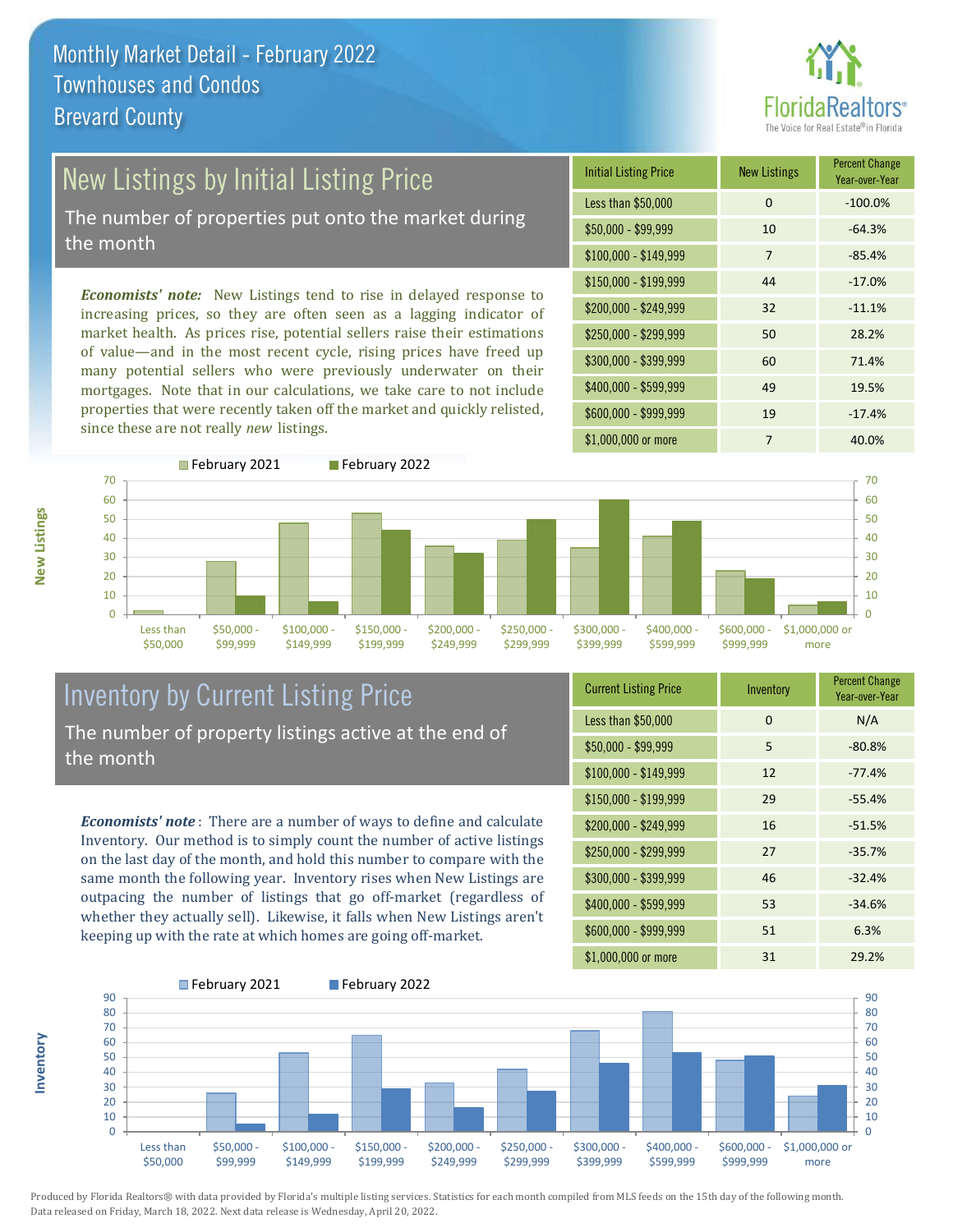# Monthly Market Detail - February 2022
## Townhouses and Condos
## Brevard County

## New Listings by Initial Listing Price

The number of properties put onto the market during the month

*Economists' note:* New Listings tend to rise in delayed response to increasing prices, so they are often seen as a lagging indicator of market health. As prices rise, potential sellers raise their estimations of value—and in the most recent cycle, rising prices have freed up many potential sellers who were previously underwater on their mortgages. Note that in our calculations, we take care to not include properties that were recently taken off the market and quickly relisted, since these are not really *new* listings.

| Initial Listing Price | New Listings | Percent Change Year-over-Year |
|---|---|---|
| Less than $50,000 | 0 | -100.0% |
| $50,000 - $99,999 | 10 | -64.3% |
| $100,000 - $149,999 | 7 | -85.4% |
| $150,000 - $199,999 | 44 | -17.0% |
| $200,000 - $249,999 | 32 | -11.1% |
| $250,000 - $299,999 | 50 | 28.2% |
| $300,000 - $399,999 | 60 | 71.4% |
| $400,000 - $599,999 | 49 | 19.5% |
| $600,000 - $999,999 | 19 | -17.4% |
| $1,000,000 or more | 7 | 40.0% |

## Inventory by Current Listing Price

The number of property listings active at the end of the month

*Economists' note*: There are a number of ways to define and calculate Inventory. Our method is to simply count the number of active listings on the last day of the month, and hold this number to compare with the same month the following year. Inventory rises when New Listings are outpacing the number of listings that go off-market (regardless of whether they actually sell). Likewise, it falls when New Listings aren't keeping up with the rate at which homes are going off-market.

| Current Listing Price | Inventory | Percent Change Year-over-Year |
|---|---|---|
| Less than $50,000 | 0 | N/A |
| $50,000 - $99,999 | 5 | -80.8% |
| $100,000 - $149,999 | 12 | -77.4% |
| $150,000 - $199,999 | 29 | -55.4% |
| $200,000 - $249,999 | 16 | -51.5% |
| $250,000 - $299,999 | 27 | -35.7% |
| $300,000 - $399,999 | 46 | -32.4% |
| $400,000 - $599,999 | 53 | -34.6% |
| $600,000 - $999,999 | 51 | 6.3% |
| $1,000,000 or more | 31 | 29.2% |

Produced by Florida Realtors® with data provided by Florida's multiple listing services. Statistics for each month compiled from MLS feeds on the 15th day of the following month. Data released on Friday, March 18, 2022. Next data release is Wednesday, April 20, 2022.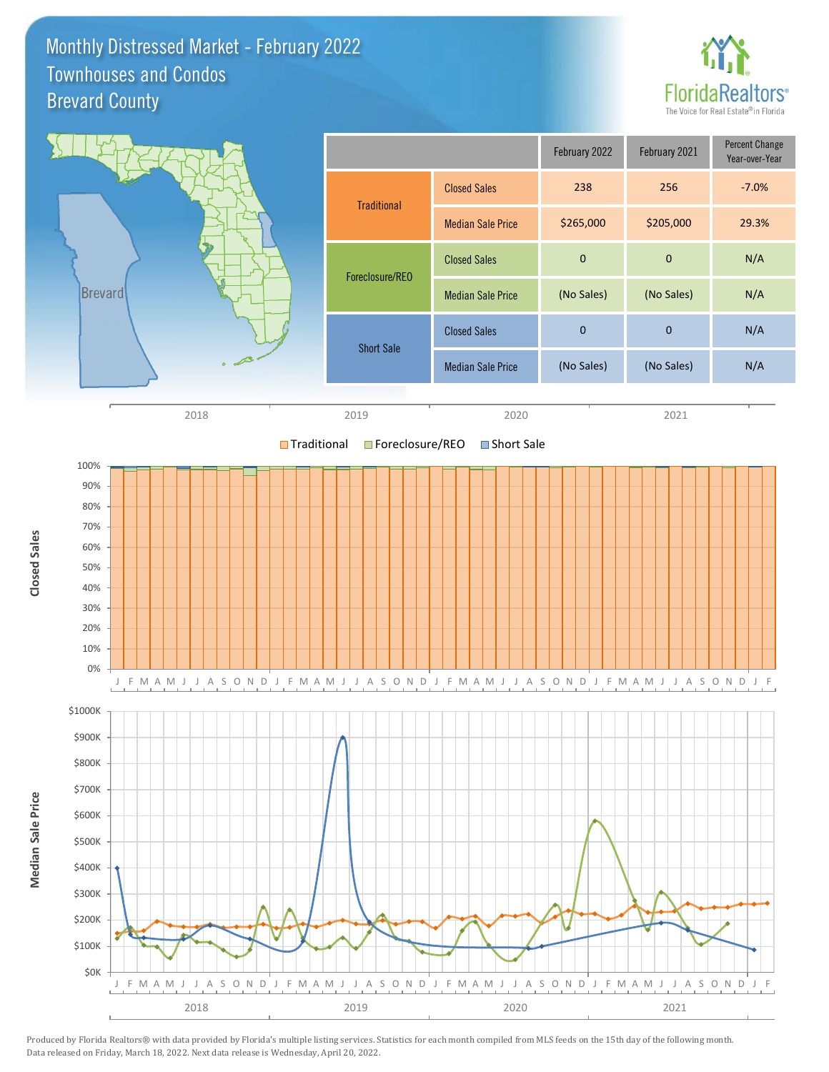# Monthly Distressed Market - February 2022
## Townhouses and Condos
## Brevard County

FloridaRealtors®
The Voice for Real Estate® in Florida

Brevard

| | | February 2022 | February 2021 | Percent Change Year-over-Year |
|---|---|---|---|---|
| Traditional | Closed Sales | 238 | 256 | -7.0% |
| | Median Sale Price | $265,000 | $205,000 | 29.3% |
| Foreclosure/REO | Closed Sales | 0 | 0 | N/A |
| | Median Sale Price | (No Sales) | (No Sales) | N/A |
| Short Sale | Closed Sales | 0 | 0 | N/A |
| | Median Sale Price | (No Sales) | (No Sales) | N/A |

2018 2019 2020 2021

Traditional Foreclosure/REO Short Sale

Closed Sales

100% 90% 80% 70% 60% 50% 40% 30% 20% 10% 0%

J F M A M J J A S O N D J F M A M J J A S O N D J F M A M J J A S O N D J F M A M J J A S O N D J F

Median Sale Price

$1000K $900K $800K $700K $600K $500K $400K $300K $200K $100K $0K

J F M A M J J A S O N D J F M A M J J A S O N D J F M A M J J A S O N D J F M A M J J A S O N D J F

2018 2019 2020 2021

Produced by Florida Realtors® with data provided by Florida's multiple listing services. Statistics for each month compiled from MLS feeds on the 15th day of the following month.
Data released on Friday, March 18, 2022. Next data release is Wednesday, April 20, 2022.